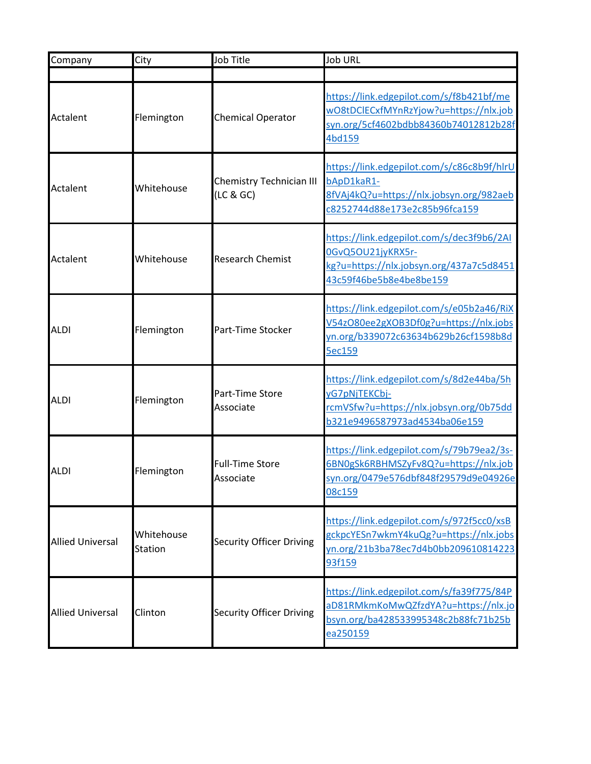| Company | City | Job Title | Job URL |
| --- | --- | --- | --- |
| | | | |
| Actalent | Flemington | Chemical Operator | https://link.edgepilot.com/s/f8b421bf/mewO8tDClECxfMYnRzYjow?u=https://nlx.jobsyn.org/5cf4602bdbb84360b74012812b28f4bd159 |
| Actalent | Whitehouse | Chemistry Technician III (LC & GC) | https://link.edgepilot.com/s/c86c8b9f/hlrUbApD1kaR1-8fVAj4kQ?u=https://nlx.jobsyn.org/982aebc8252744d88e173e2c85b96fca159 |
| Actalent | Whitehouse | Research Chemist | https://link.edgepilot.com/s/dec3f9b6/2AI0GvQ5OU21jyKRX5r-kg?u=https://nlx.jobsyn.org/437a7c5d845143c59f46be5b8e4be8be159 |
| ALDI | Flemington | Part-Time Stocker | https://link.edgepilot.com/s/e05b2a46/RiXV54zO80ee2gXOB3Df0g?u=https://nlx.jobsyn.org/b339072c63634b629b26cf1598b8d5ec159 |
| ALDI | Flemington | Part-Time Store Associate | https://link.edgepilot.com/s/8d2e44ba/5hyG7pNjTEKCbj-rcmVSfw?u=https://nlx.jobsyn.org/0b75ddb321e9496587973ad4534ba06e159 |
| ALDI | Flemington | Full-Time Store Associate | https://link.edgepilot.com/s/79b79ea2/3s-6BN0gSk6RBHMSZyFv8Q?u=https://nlx.jobsyn.org/0479e576dbf848f29579d9e04926e08c159 |
| Allied Universal | Whitehouse Station | Security Officer Driving | https://link.edgepilot.com/s/972f5cc0/xsBgckpcYESn7wkmY4kuQg?u=https://nlx.jobsyn.org/21b3ba78ec7d4b0bb20961081422393f159 |
| Allied Universal | Clinton | Security Officer Driving | https://link.edgepilot.com/s/fa39f775/84PaD81RMkmKoMwQZfzdYA?u=https://nlx.jobsyn.org/ba428533995348c2b88fc71b25bea250159 |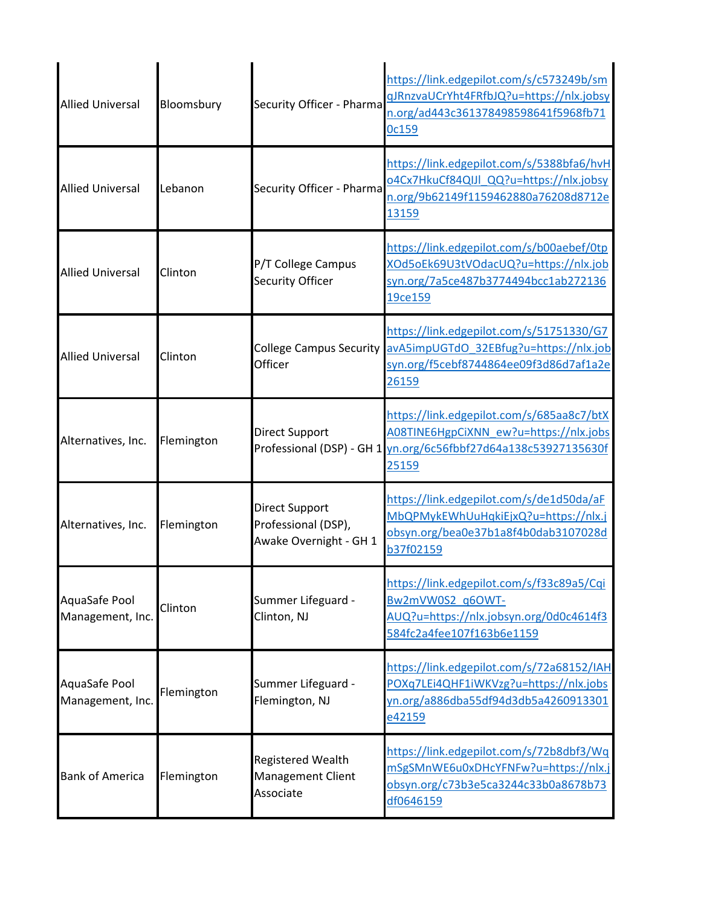| | | | |
|---|---|---|---|
| Allied Universal | Bloomsbury | Security Officer - Pharma | https://link.edgepilot.com/s/c573249b/smqJRnzvaUCrYht4FRfbJQ?u=https://nlx.jobsyn.org/ad443c361378498598641f5968fb710c159 |
| Allied Universal | Lebanon | Security Officer - Pharma | https://link.edgepilot.com/s/5388bfa6/hvHo4Cx7HkuCf84QIJl_QQ?u=https://nlx.jobsyn.org/9b62149f1159462880a76208d8712e13159 |
| Allied Universal | Clinton | P/T College Campus Security Officer | https://link.edgepilot.com/s/b00aebef/0tpXOd5oEk69U3tVOdacUQ?u=https://nlx.jobsyn.org/7a5ce487b3774494bcc1ab27213619ce159 |
| Allied Universal | Clinton | College Campus Security Officer | https://link.edgepilot.com/s/51751330/G7avA5impUGTdO_32EBfug?u=https://nlx.jobsyn.org/f5cebf8744864ee09f3d86d7af1a2e26159 |
| Alternatives, Inc. | Flemington | Direct Support Professional (DSP) - GH 1 | https://link.edgepilot.com/s/685aa8c7/btXA08TINE6HgpCiXNN_ew?u=https://nlx.jobsyn.org/6c56fbbf27d64a138c53927135630f25159 |
| Alternatives, Inc. | Flemington | Direct Support Professional (DSP), Awake Overnight - GH 1 | https://link.edgepilot.com/s/de1d50da/aFMbQPMykEWhUuHqkiEjxQ?u=https://nlx.jobsyn.org/bea0e37b1a8f4b0dab3107028db37f02159 |
| AquaSafe Pool Management, Inc. | Clinton | Summer Lifeguard - Clinton, NJ | https://link.edgepilot.com/s/f33c89a5/CqiBw2mVW0S2_q6OWT-AUQ?u=https://nlx.jobsyn.org/0d0c4614f3584fc2a4fee107f163b6e1159 |
| AquaSafe Pool Management, Inc. | Flemington | Summer Lifeguard - Flemington, NJ | https://link.edgepilot.com/s/72a68152/IAHPOXq7LEi4QHF1iWKVzg?u=https://nlx.jobsyn.org/a886dba55df94d3db5a4260913301e42159 |
| Bank of America | Flemington | Registered Wealth Management Client Associate | https://link.edgepilot.com/s/72b8dbf3/WqmSgSMnWE6u0xDHcYFNFw?u=https://nlx.jobsyn.org/c73b3e5ca3244c33b0a8678b73df0646159 |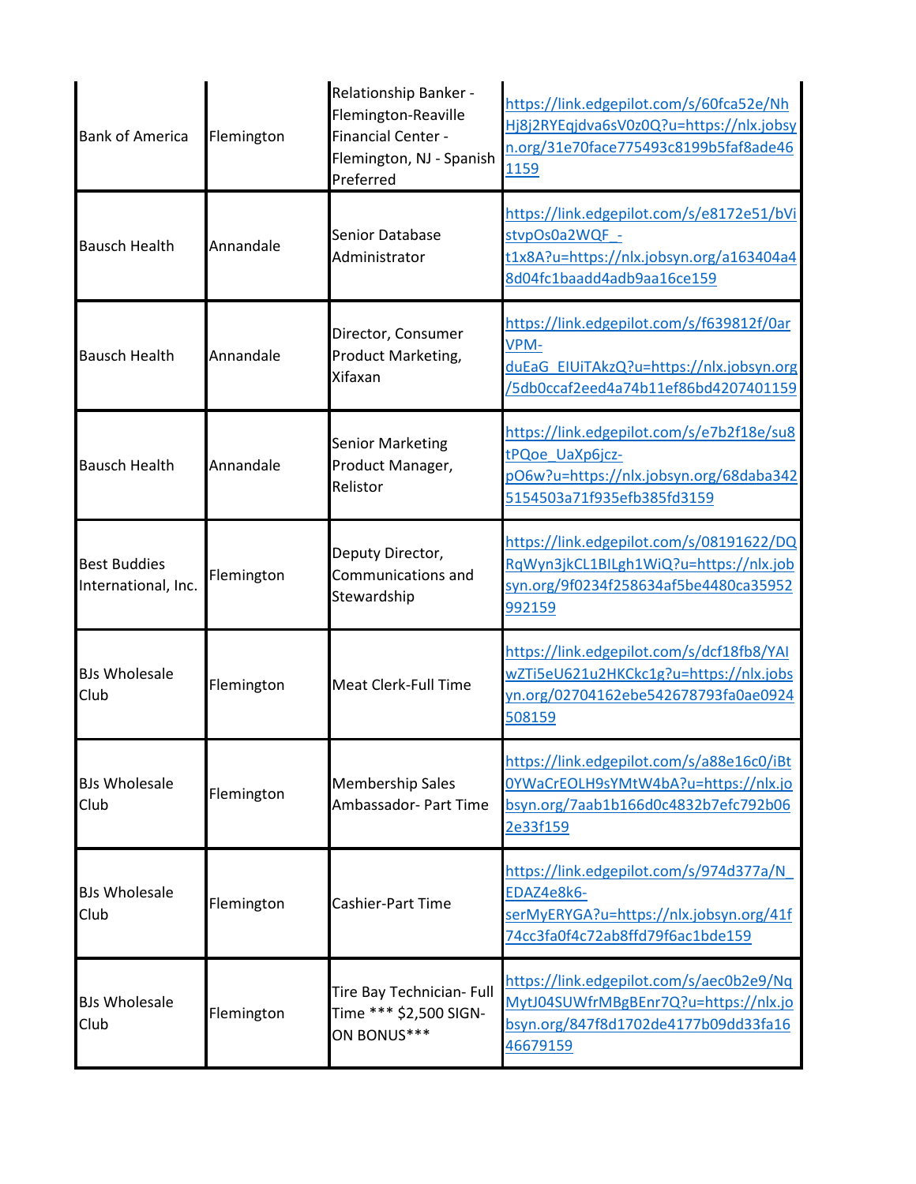| | | | |
|---|---|---|---|
| Bank of America | Flemington | Relationship Banker - Flemington-Reaville Financial Center - Flemington, NJ - Spanish Preferred | https://link.edgepilot.com/s/60fca52e/NhHj8j2RYEqjdva6sV0z0Q?u=https://nlx.jobsyn.org/31e70face775493c8199b5faf8ade461159 |
| Bausch Health | Annandale | Senior Database Administrator | https://link.edgepilot.com/s/e8172e51/bVistvpOs0a2WQF_-t1x8A?u=https://nlx.jobsyn.org/a163404a48d04fc1baadd4adb9aa16ce159 |
| Bausch Health | Annandale | Director, Consumer Product Marketing, Xifaxan | https://link.edgepilot.com/s/f639812f/0arVPM-duEaG_EIUiTAkzQ?u=https://nlx.jobsyn.org/5db0ccaf2eed4a74b11ef86bd4207401159 |
| Bausch Health | Annandale | Senior Marketing Product Manager, Relistor | https://link.edgepilot.com/s/e7b2f18e/su8tPQoe_UaXp6jcz-pO6w?u=https://nlx.jobsyn.org/68daba3425154503a71f935efb385fd3159 |
| Best Buddies International, Inc. | Flemington | Deputy Director, Communications and Stewardship | https://link.edgepilot.com/s/08191622/DQRqWyn3jkCL1BILgh1WiQ?u=https://nlx.jobsyn.org/9f0234f258634af5be4480ca35952992159 |
| BJs Wholesale Club | Flemington | Meat Clerk-Full Time | https://link.edgepilot.com/s/dcf18fb8/YAIwZTi5eU621u2HKCkc1g?u=https://nlx.jobsyn.org/02704162ebe542678793fa0ae0924508159 |
| BJs Wholesale Club | Flemington | Membership Sales Ambassador- Part Time | https://link.edgepilot.com/s/a88e16c0/iBt0YWaCrEOLH9sYMtW4bA?u=https://nlx.jobsyn.org/7aab1b166d0c4832b7efc792b062e33f159 |
| BJs Wholesale Club | Flemington | Cashier-Part Time | https://link.edgepilot.com/s/974d377a/N_EDAZ4e8k6-serMyERYGA?u=https://nlx.jobsyn.org/41f74cc3fa0f4c72ab8ffd79f6ac1bde159 |
| BJs Wholesale Club | Flemington | Tire Bay Technician- Full Time *** $2,500 SIGN-ON BONUS*** | https://link.edgepilot.com/s/aec0b2e9/NqMytJ04SUWfrMBgBEnr7Q?u=https://nlx.jobsyn.org/847f8d1702de4177b09dd33fa1646679159 |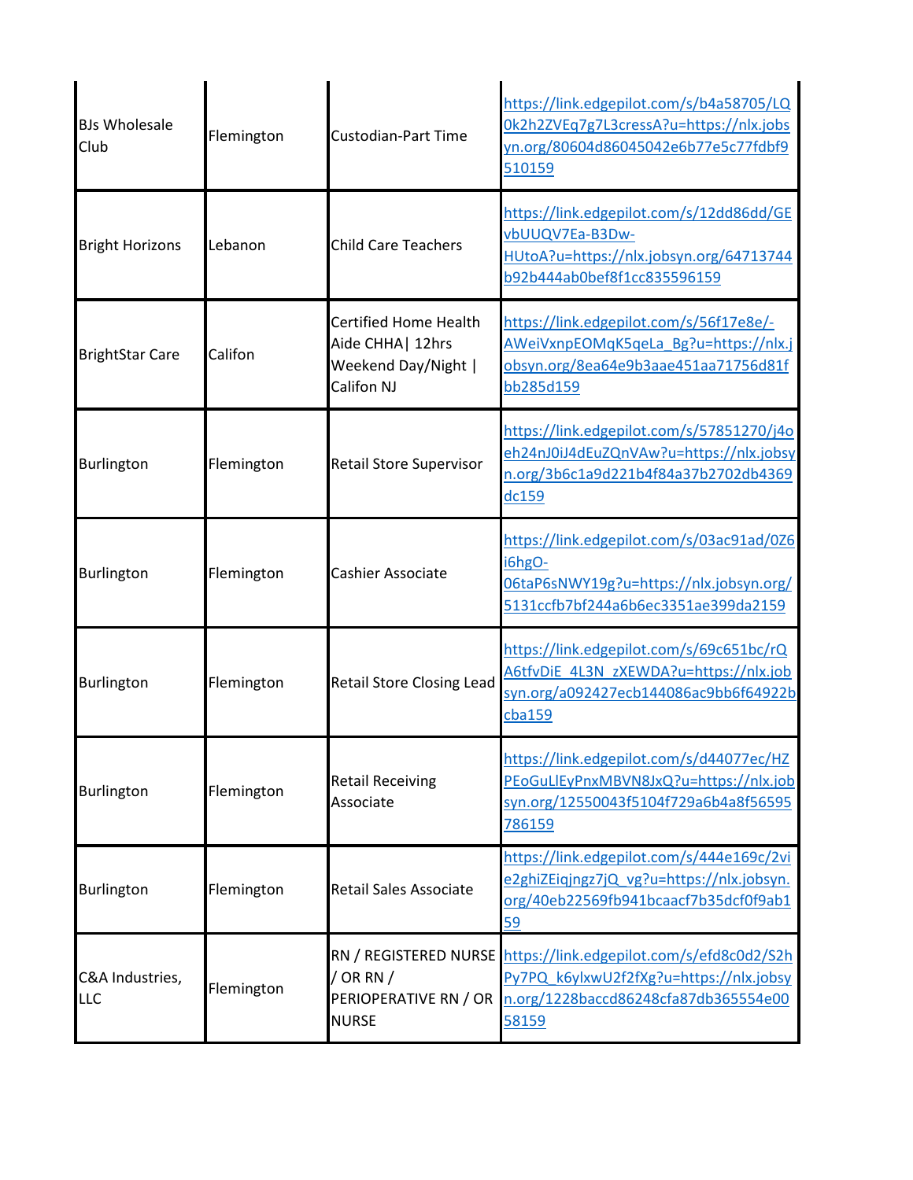| | | | |
|---|---|---|---|
| BJs Wholesale Club | Flemington | Custodian-Part Time | https://link.edgepilot.com/s/b4a58705/LQ0k2h2ZVEq7g7L3cressA?u=https://nlx.jobsyn.org/80604d86045042e6b77e5c77fdbf9510159 |
| Bright Horizons | Lebanon | Child Care Teachers | https://link.edgepilot.com/s/12dd86dd/GEvbUUQV7Ea-B3Dw-HUtoA?u=https://nlx.jobsyn.org/64713744b92b444ab0bef8f1cc835596159 |
| BrightStar Care | Califon | Certified Home Health Aide CHHA\| 12hrs Weekend Day/Night \| Califon NJ | https://link.edgepilot.com/s/56f17e8e/-AWeiVxnpEOMqK5qeLa_Bg?u=https://nlx.jobsyn.org/8ea64e9b3aae451aa71756d81fbb285d159 |
| Burlington | Flemington | Retail Store Supervisor | https://link.edgepilot.com/s/57851270/j4oeh24nJ0iJ4dEuZQnVAw?u=https://nlx.jobsyn.org/3b6c1a9d221b4f84a37b2702db4369dc159 |
| Burlington | Flemington | Cashier Associate | https://link.edgepilot.com/s/03ac91ad/0Z6i6hgO-06taP6sNWY19g?u=https://nlx.jobsyn.org/5131ccfb7bf244a6b6ec3351ae399da2159 |
| Burlington | Flemington | Retail Store Closing Lead | https://link.edgepilot.com/s/69c651bc/rQA6tfvDiE_4L3N_zXEWDA?u=https://nlx.jobsyn.org/a092427ecb144086ac9bb6f64922bcba159 |
| Burlington | Flemington | Retail Receiving Associate | https://link.edgepilot.com/s/d44077ec/HZPEoGuLlEyPnxMBVN8JxQ?u=https://nlx.jobsyn.org/12550043f5104f729a6b4a8f56595786159 |
| Burlington | Flemington | Retail Sales Associate | https://link.edgepilot.com/s/444e169c/2vie2ghiZEiqjngz7jQ_vg?u=https://nlx.jobsyn.org/40eb22569fb941bcaacf7b35dcf0f9ab159 |
| C&A Industries, LLC | Flemington | RN / REGISTERED NURSE / OR RN / PERIOPERATIVE RN / OR NURSE | https://link.edgepilot.com/s/efd8c0d2/S2hPy7PQ_k6ylxwU2f2fXg?u=https://nlx.jobsyn.org/1228baccd86248cfa87db365554e0058159 |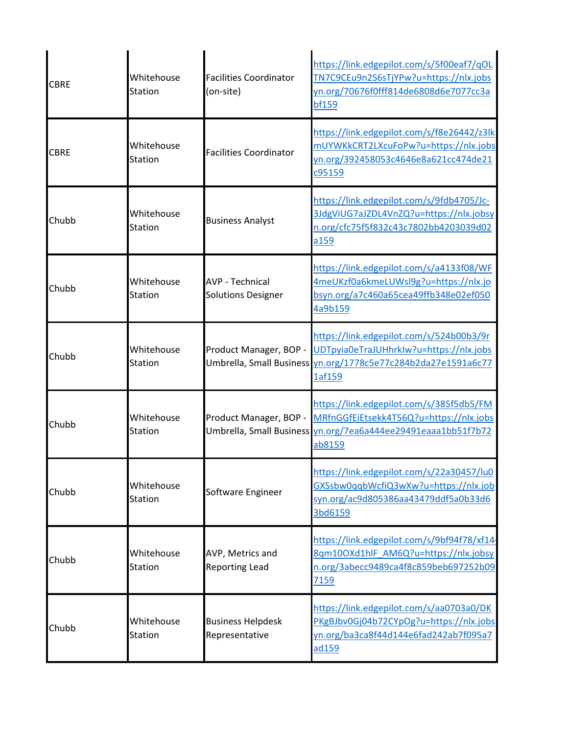| | | | |
|---|---|---|---|
| CBRE | Whitehouse Station | Facilities Coordinator (on-site) | https://link.edgepilot.com/s/5f00eaf7/qOLTN7C9CEu9n2S6sTjYPw?u=https://nlx.jobsyn.org/70676f0fff814de6808d6e7077cc3abf159 |
| CBRE | Whitehouse Station | Facilities Coordinator | https://link.edgepilot.com/s/f8e26442/z3lkmUYWKkCRT2LXcuFoPw?u=https://nlx.jobsyn.org/392458053c4646e8a621cc474de21c95159 |
| Chubb | Whitehouse Station | Business Analyst | https://link.edgepilot.com/s/9fdb4705/Jc-3JdgViUG7aJZDL4VnZQ?u=https://nlx.jobsyn.org/cfc75f5f832c43c7802bb4203039d02a159 |
| Chubb | Whitehouse Station | AVP - Technical Solutions Designer | https://link.edgepilot.com/s/a4133f08/WF4meUKzf0a6kmeLUWsl9g?u=https://nlx.jobsyn.org/a7c460a65cea49ffb348e02ef0504a9b159 |
| Chubb | Whitehouse Station | Product Manager, BOP - Umbrella, Small Business | https://link.edgepilot.com/s/524b00b3/9rUDTpyia0eTraJUHhrkIw?u=https://nlx.jobsyn.org/1778c5e77c284b2da27e1591a6c771af159 |
| Chubb | Whitehouse Station | Product Manager, BOP - Umbrella, Small Business | https://link.edgepilot.com/s/385f5db5/FMMRfnGGfEiEtsekk4T56Q?u=https://nlx.jobsyn.org/7ea6a444ee29491eaaa1bb51f7b72ab8159 |
| Chubb | Whitehouse Station | Software Engineer | https://link.edgepilot.com/s/22a30457/lu0GXSsbw0qqbWcfiQ3wXw?u=https://nlx.jobsyn.org/ac9d805386aa43479ddf5a0b33d63bd6159 |
| Chubb | Whitehouse Station | AVP, Metrics and Reporting Lead | https://link.edgepilot.com/s/9bf94f78/xf14-8qm10OXd1hlF_AM6Q?u=https://nlx.jobsyn.org/3abecc9489ca4f8c859beb697252b097159 |
| Chubb | Whitehouse Station | Business Helpdesk Representative | https://link.edgepilot.com/s/aa0703a0/DKPKgBJbv0Gj04b72CYpOg?u=https://nlx.jobsyn.org/ba3ca8f44d144e6fad242ab7f095a7ad159 |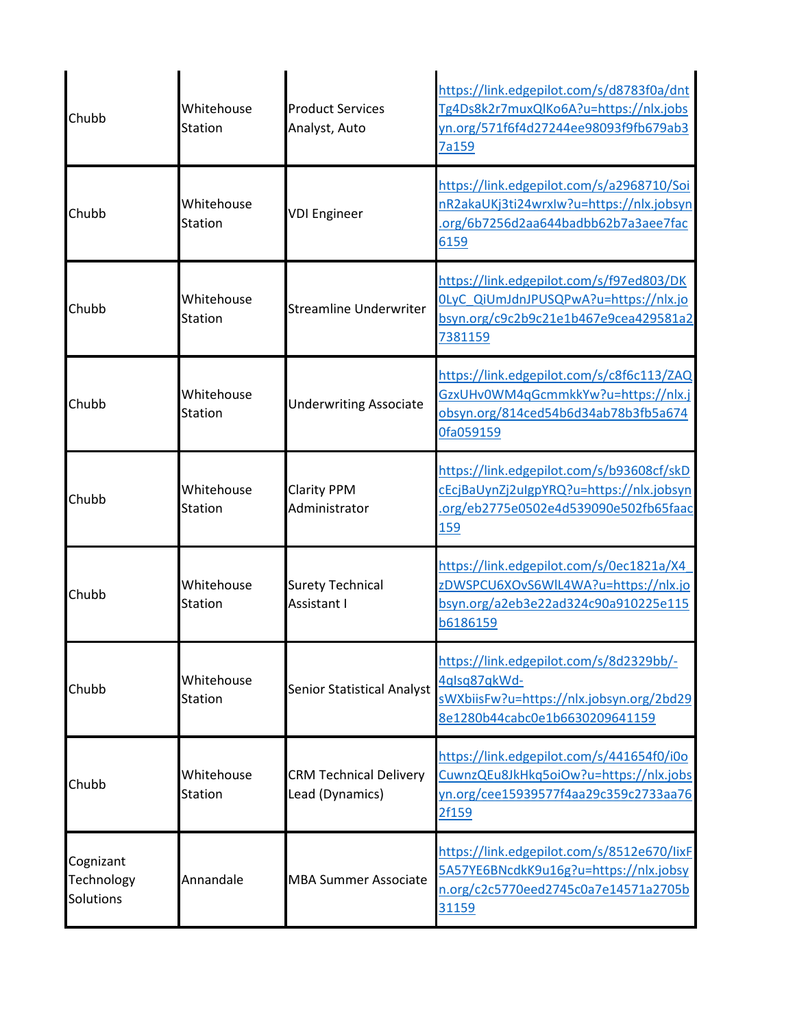| | | | |
|---|---|---|---|
| Chubb | Whitehouse Station | Product Services Analyst, Auto | https://link.edgepilot.com/s/d8783f0a/dntTg4Ds8k2r7muxQlKo6A?u=https://nlx.jobsyn.org/571f6f4d27244ee98093f9fb679ab37a159 |
| Chubb | Whitehouse Station | VDI Engineer | https://link.edgepilot.com/s/a2968710/SoinR2akaUKj3ti24wrxIw?u=https://nlx.jobsyn.org/6b7256d2aa644badbb62b7a3aee7fac6159 |
| Chubb | Whitehouse Station | Streamline Underwriter | https://link.edgepilot.com/s/f97ed803/DK0LyC_QiUmJdnJPUSQPwA?u=https://nlx.jobsyn.org/c9c2b9c21e1b467e9cea429581a27381159 |
| Chubb | Whitehouse Station | Underwriting Associate | https://link.edgepilot.com/s/c8f6c113/ZAQGzxUHv0WM4qGcmmkkYw?u=https://nlx.jobsyn.org/814ced54b6d34ab78b3fb5a6740fa059159 |
| Chubb | Whitehouse Station | Clarity PPM Administrator | https://link.edgepilot.com/s/b93608cf/skDcEcjBaUynZj2ulgpYRQ?u=https://nlx.jobsyn.org/eb2775e0502e4d539090e502fb65faac159 |
| Chubb | Whitehouse Station | Surety Technical Assistant I | https://link.edgepilot.com/s/0ec1821a/X4_zDWSPCU6XOvS6WlL4WA?u=https://nlx.jobsyn.org/a2eb3e22ad324c90a910225e115b6186159 |
| Chubb | Whitehouse Station | Senior Statistical Analyst | https://link.edgepilot.com/s/8d2329bb/-4qIsq87qkWd-sWXbiisFw?u=https://nlx.jobsyn.org/2bd298e1280b44cabc0e1b6630209641159 |
| Chubb | Whitehouse Station | CRM Technical Delivery Lead (Dynamics) | https://link.edgepilot.com/s/441654f0/i0oCuwnzQEu8JkHkq5oiOw?u=https://nlx.jobsyn.org/cee15939577f4aa29c359c2733aa762f159 |
| Cognizant Technology Solutions | Annandale | MBA Summer Associate | https://link.edgepilot.com/s/8512e670/IixF5A57YE6BNcdkK9u16g?u=https://nlx.jobsyn.org/c2c5770eed2745c0a7e14571a2705b31159 |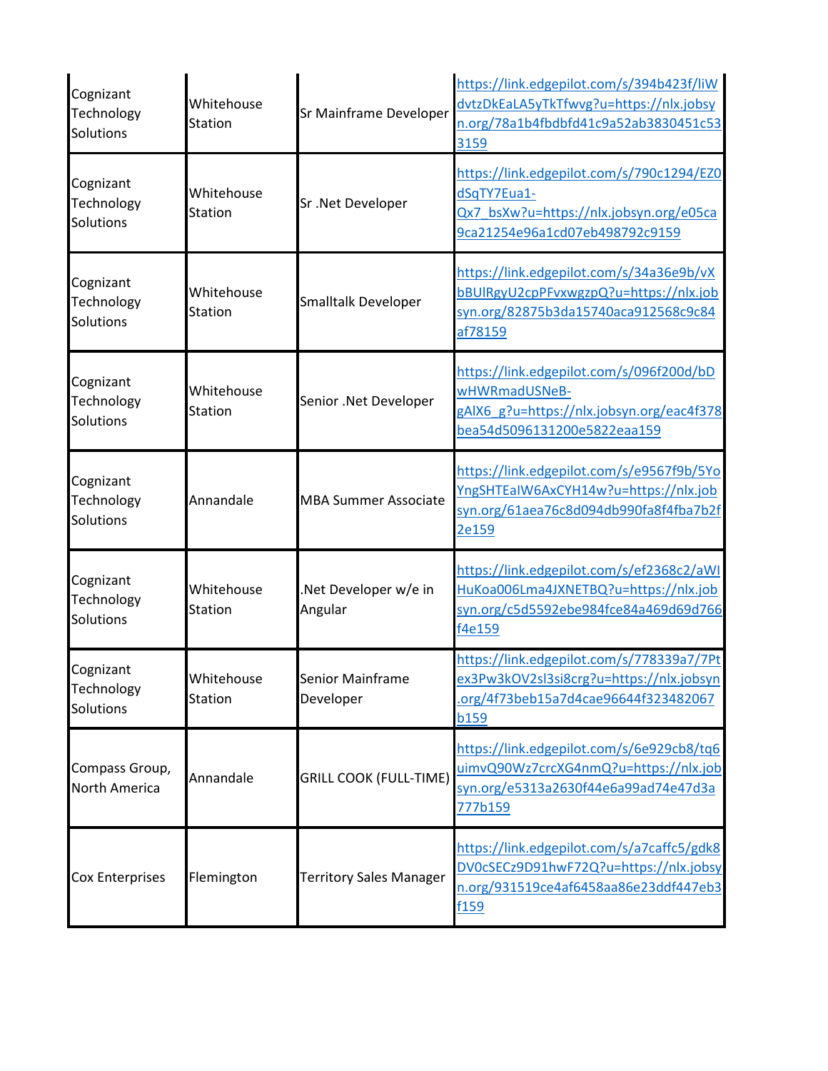| | | | |
|---|---|---|---|
| Cognizant Technology Solutions | Whitehouse Station | Sr Mainframe Developer | https://link.edgepilot.com/s/394b423f/IiWdvtzDkEaLA5yTkTfwvg?u=https://nlx.jobsyn.org/78a1b4fbdbfd41c9a52ab3830451c533159 |
| Cognizant Technology Solutions | Whitehouse Station | Sr .Net Developer | https://link.edgepilot.com/s/790c1294/EZ0dSqTY7Eua1-Qx7_bsXw?u=https://nlx.jobsyn.org/e05ca9ca21254e96a1cd07eb498792c9159 |
| Cognizant Technology Solutions | Whitehouse Station | Smalltalk Developer | https://link.edgepilot.com/s/34a36e9b/vXbBUlRgyU2cpPFvxwgzpQ?u=https://nlx.jobsyn.org/82875b3da15740aca912568c9c84af78159 |
| Cognizant Technology Solutions | Whitehouse Station | Senior .Net Developer | https://link.edgepilot.com/s/096f200d/bDwHWRmadUSNeB-gAlX6_g?u=https://nlx.jobsyn.org/eac4f378bea54d5096131200e5822eaa159 |
| Cognizant Technology Solutions | Annandale | MBA Summer Associate | https://link.edgepilot.com/s/e9567f9b/5YoYngSHTEaIW6AxCYH14w?u=https://nlx.jobsyn.org/61aea76c8d094db990fa8f4fba7b2f2e159 |
| Cognizant Technology Solutions | Whitehouse Station | .Net Developer w/e in Angular | https://link.edgepilot.com/s/ef2368c2/aWIHuKoa006Lma4JXNETBQ?u=https://nlx.jobsyn.org/c5d5592ebe984fce84a469d69d766f4e159 |
| Cognizant Technology Solutions | Whitehouse Station | Senior Mainframe Developer | https://link.edgepilot.com/s/778339a7/7Ptex3Pw3kOV2sl3si8crg?u=https://nlx.jobsyn.org/4f73beb15a7d4cae96644f323482067b159 |
| Compass Group, North America | Annandale | GRILL COOK (FULL-TIME) | https://link.edgepilot.com/s/6e929cb8/tq6uimvQ90Wz7crcXG4nmQ?u=https://nlx.jobsyn.org/e5313a2630f44e6a99ad74e47d3a777b159 |
| Cox Enterprises | Flemington | Territory Sales Manager | https://link.edgepilot.com/s/a7caffc5/gdk8DV0cSECz9D91hwF72Q?u=https://nlx.jobsyn.org/931519ce4af6458aa86e23ddf447eb3f159 |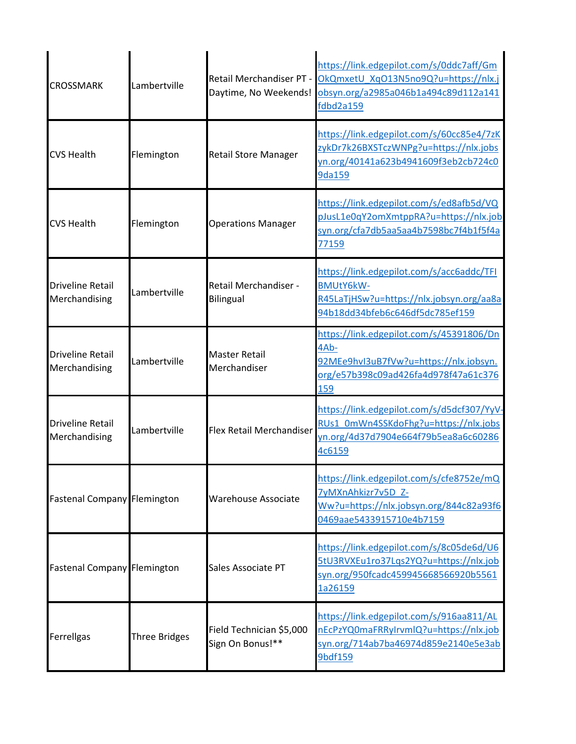| | | | |
|---|---|---|---|
| CROSSMARK | Lambertville | Retail Merchandiser PT - Daytime, No Weekends! | https://link.edgepilot.com/s/0ddc7aff/GmOkQmxetU_XqO13N5no9Q?u=https://nlx.jobsyn.org/a2985a046b1a494c89d112a141fdbd2a159 |
| CVS Health | Flemington | Retail Store Manager | https://link.edgepilot.com/s/60cc85e4/7zKzykDr7k26BXSTczWNPg?u=https://nlx.jobsyn.org/40141a623b4941609f3eb2cb724c09da159 |
| CVS Health | Flemington | Operations Manager | https://link.edgepilot.com/s/ed8afb5d/VQpJusL1e0qY2omXmtppRA?u=https://nlx.jobsyn.org/cfa7db5aa5aa4b7598bc7f4b1f5f4a77159 |
| Driveline Retail Merchandising | Lambertville | Retail Merchandiser - Bilingual | https://link.edgepilot.com/s/acc6addc/TFIBMUtY6kW-R45LaTjHSw?u=https://nlx.jobsyn.org/aa8a94b18dd34bfeb6c646df5dc785ef159 |
| Driveline Retail Merchandising | Lambertville | Master Retail Merchandiser | https://link.edgepilot.com/s/45391806/Dn4Ab-92MEe9hvI3uB7fVw?u=https://nlx.jobsyn.org/e57b398c09ad426fa4d978f47a61c376159 |
| Driveline Retail Merchandising | Lambertville | Flex Retail Merchandiser | https://link.edgepilot.com/s/d5dcf307/YyV-RUs1_0mWn4SSKdoFhg?u=https://nlx.jobsyn.org/4d37d7904e664f79b5ea8a6c602864c6159 |
| Fastenal Company | Flemington | Warehouse Associate | https://link.edgepilot.com/s/cfe8752e/mQ7yMXnAhkizr7v5D_Z-Ww?u=https://nlx.jobsyn.org/844c82a93f60469aae5433915710e4b7159 |
| Fastenal Company | Flemington | Sales Associate PT | https://link.edgepilot.com/s/8c05de6d/U65tU3RVXEu1ro37Lqs2YQ?u=https://nlx.jobsyn.org/950fcadc4599456685669 20b55611a26159 |
| Ferrellgas | Three Bridges | Field Technician $5,000 Sign On Bonus!** | https://link.edgepilot.com/s/916aa811/ALnEcPzYQ0maFRRyIrvmlQ?u=https://nlx.jobsyn.org/714ab7ba46974d859e2140e5e3ab9bdf159 |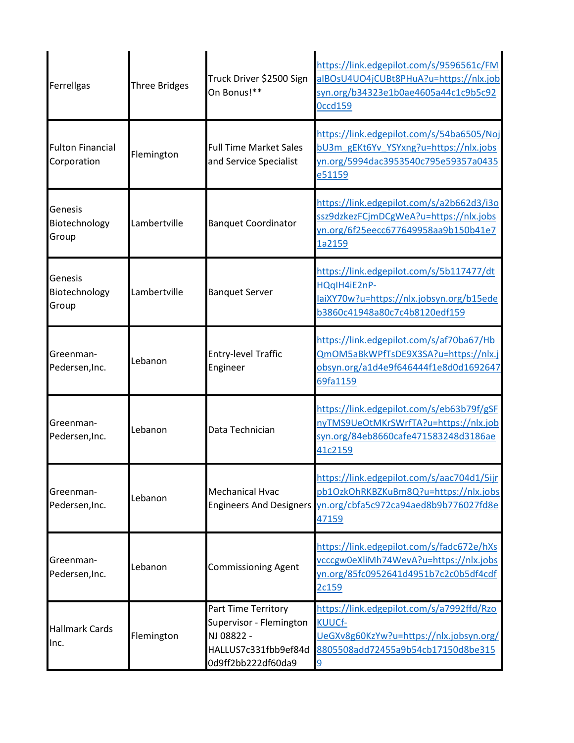| | | | |
|---|---|---|---|
| Ferrellgas | Three Bridges | Truck Driver $2500 Sign On Bonus!** | https://link.edgepilot.com/s/9596561c/FMaIBOsU4UO4jCUBt8PHuA?u=https://nlx.jobsyn.org/b34323e1b0ae4605a44c1c9b5c920ccd159 |
| Fulton Financial Corporation | Flemington | Full Time Market Sales and Service Specialist | https://link.edgepilot.com/s/54ba6505/NojbU3m_gEKt6Yv_YSYxng?u=https://nlx.jobsyn.org/5994dac3953540c795e59357a0435e51159 |
| Genesis Biotechnology Group | Lambertville | Banquet Coordinator | https://link.edgepilot.com/s/a2b662d3/i3ossz9dzkezFCjmDCgWeA?u=https://nlx.jobsyn.org/6f25eecc677649958aa9b150b41e71a2159 |
| Genesis Biotechnology Group | Lambertville | Banquet Server | https://link.edgepilot.com/s/5b117477/dtHQqIH4iE2nP-IaiXY70w?u=https://nlx.jobsyn.org/b15edeb3860c41948a80c7c4b8120edf159 |
| Greenman-Pedersen,Inc. | Lebanon | Entry-level Traffic Engineer | https://link.edgepilot.com/s/af70ba67/HbQmOM5aBkWPfTsDE9X3SA?u=https://nlx.jobsyn.org/a1d4e9f646444f1e8d0d169264769fa1159 |
| Greenman-Pedersen,Inc. | Lebanon | Data Technician | https://link.edgepilot.com/s/eb63b79f/gSFnyTMS9UeOtMKrSWrfTA?u=https://nlx.jobsyn.org/84eb8660cafe471583248d3186ae41c2159 |
| Greenman-Pedersen,Inc. | Lebanon | Mechanical Hvac Engineers And Designers | https://link.edgepilot.com/s/aac704d1/5ijrpb1OzkOhRKBZKuBm8Q?u=https://nlx.jobsyn.org/cbfa5c972ca94aed8b9b776027fd8e47159 |
| Greenman-Pedersen,Inc. | Lebanon | Commissioning Agent | https://link.edgepilot.com/s/fadc672e/hXsvcccgw0eXliMh74WevA?u=https://nlx.jobsyn.org/85fc0952641d4951b7c2c0b5df4cdf2c159 |
| Hallmark Cards Inc. | Flemington | Part Time Territory Supervisor - Flemington NJ 08822 - HALLUS7c331fbb9ef84d0d9ff2bb222df60da9 | https://link.edgepilot.com/s/a7992ffd/RzoKUUCf-UeGXv8g60KzYw?u=https://nlx.jobsyn.org/8805508add72455a9b54cb17150d8be3159 |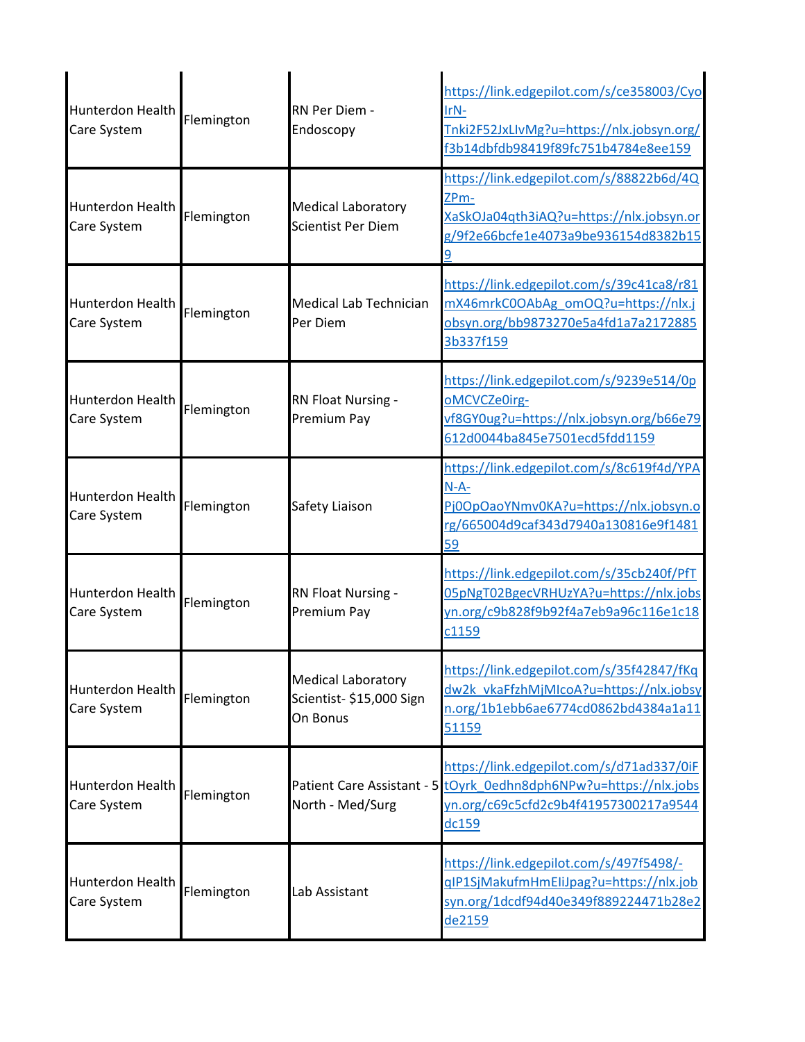| Hunterdon Health Care System | Flemington | RN Per Diem - Endoscopy | https://link.edgepilot.com/s/ce358003/CyoIrN-Tnki2F52JxLIvMg?u=https://nlx.jobsyn.org/f3b14dbfdb98419f89fc751b4784e8ee159 |
|---|---|---|---|
| Hunterdon Health Care System | Flemington | Medical Laboratory Scientist Per Diem | https://link.edgepilot.com/s/88822b6d/4QZPm-XaSkOJa04qth3iAQ?u=https://nlx.jobsyn.org/9f2e66bcfe1e4073a9be936154d8382b159 |
| Hunterdon Health Care System | Flemington | Medical Lab Technician Per Diem | https://link.edgepilot.com/s/39c41ca8/r81mX46mrkC0OAbAg_omOQ?u=https://nlx.jobsyn.org/bb9873270e5a4fd1a7a21728853b337f159 |
| Hunterdon Health Care System | Flemington | RN Float Nursing - Premium Pay | https://link.edgepilot.com/s/9239e514/0poMCVCZe0irg-vf8GY0ug?u=https://nlx.jobsyn.org/b66e79612d0044ba845e7501ecd5fdd1159 |
| Hunterdon Health Care System | Flemington | Safety Liaison | https://link.edgepilot.com/s/8c619f4d/YPAN-A-Pj0OpOaoYNmv0KA?u=https://nlx.jobsyn.org/665004d9caf343d7940a130816e9f148159 |
| Hunterdon Health Care System | Flemington | RN Float Nursing - Premium Pay | https://link.edgepilot.com/s/35cb240f/PfT05pNgT02BgecVRHUzYA?u=https://nlx.jobsyn.org/c9b828f9b92f4a7eb9a96c116e1c18c1159 |
| Hunterdon Health Care System | Flemington | Medical Laboratory Scientist- $15,000 Sign On Bonus | https://link.edgepilot.com/s/35f42847/fKqdw2k_vkaFfzhMjMIcoA?u=https://nlx.jobsyn.org/1b1ebb6ae6774cd0862bd4384a1a1151159 |
| Hunterdon Health Care System | Flemington | Patient Care Assistant - 5 North - Med/Surg | https://link.edgepilot.com/s/d71ad337/0iFtOyrk_0edhn8dph6NPw?u=https://nlx.jobsyn.org/c69c5cfd2c9b4f41957300217a9544dc159 |
| Hunterdon Health Care System | Flemington | Lab Assistant | https://link.edgepilot.com/s/497f5498/-qIP1SjMakufmHmEliJpag?u=https://nlx.jobsyn.org/1dcdf94d40e349f889224471b28e2de2159 |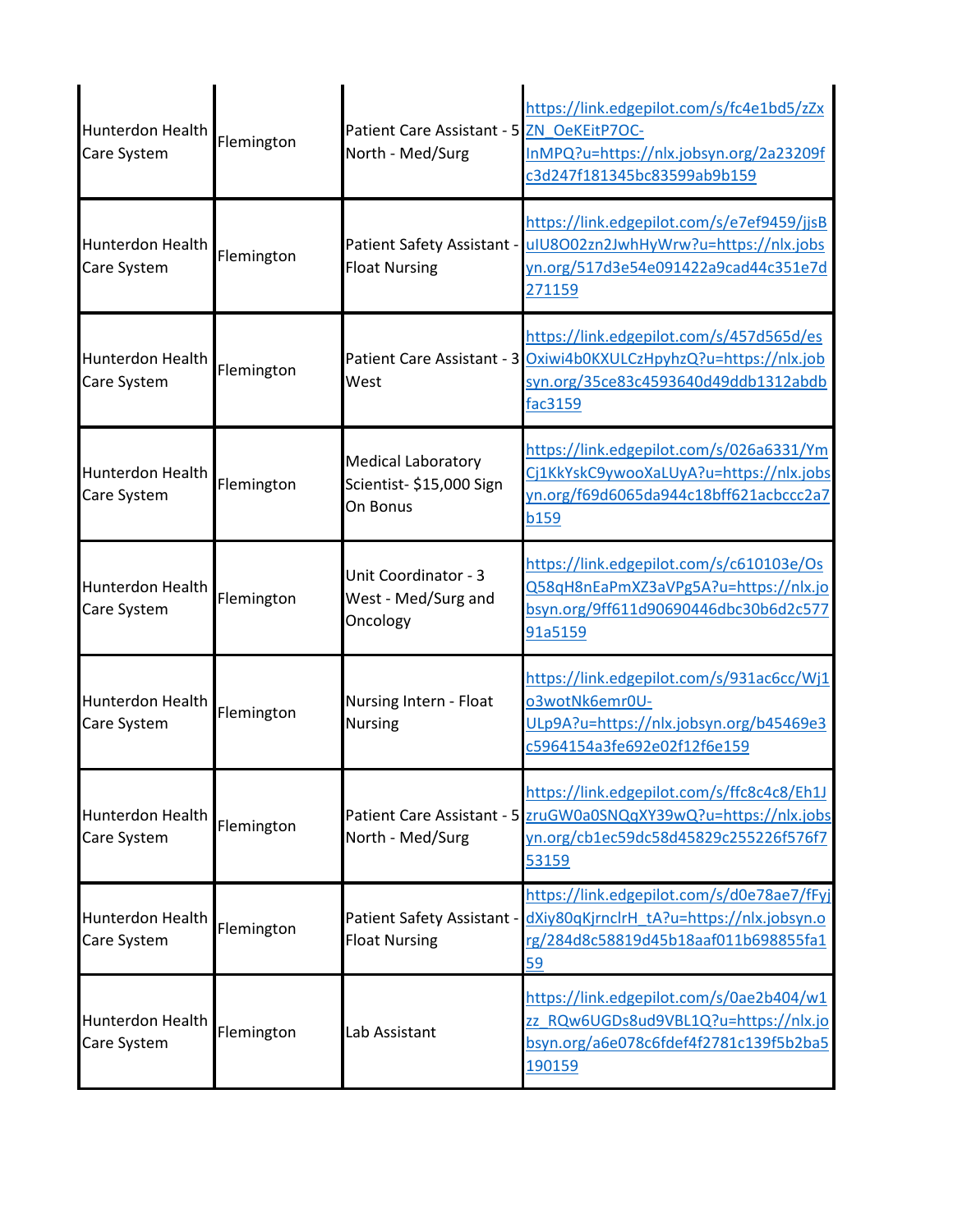| | | | |
|---|---|---|---|
| Hunterdon Health Care System | Flemington | Patient Care Assistant - 5 North - Med/Surg | https://link.edgepilot.com/s/fc4e1bd5/zZxZN_OeKEitP7OC-InMPQ?u=https://nlx.jobsyn.org/2a23209fc3d247f181345bc83599ab9b159 |
| Hunterdon Health Care System | Flemington | Patient Safety Assistant - Float Nursing | https://link.edgepilot.com/s/e7ef9459/jjsBuIU8O02zn2JwhHyWrw?u=https://nlx.jobsyn.org/517d3e54e091422a9cad44c351e7d271159 |
| Hunterdon Health Care System | Flemington | Patient Care Assistant - 3 West | https://link.edgepilot.com/s/457d565d/esOxiwi4b0KXULCzHpyhzQ?u=https://nlx.jobsyn.org/35ce83c4593640d49ddb1312abdbfac3159 |
| Hunterdon Health Care System | Flemington | Medical Laboratory Scientist- $15,000 Sign On Bonus | https://link.edgepilot.com/s/026a6331/YmCj1KkYskC9ywooXaLUyA?u=https://nlx.jobsyn.org/f69d6065da944c18bff621acbccc2a7b159 |
| Hunterdon Health Care System | Flemington | Unit Coordinator - 3 West - Med/Surg and Oncology | https://link.edgepilot.com/s/c610103e/OsQ58qH8nEaPmXZ3aVPg5A?u=https://nlx.jobsyn.org/9ff611d90690446dbc30b6d2c57791a5159 |
| Hunterdon Health Care System | Flemington | Nursing Intern - Float Nursing | https://link.edgepilot.com/s/931ac6cc/Wj1o3wotNk6emr0U-ULp9A?u=https://nlx.jobsyn.org/b45469e3c5964154a3fe692e02f12f6e159 |
| Hunterdon Health Care System | Flemington | Patient Care Assistant - 5 North - Med/Surg | https://link.edgepilot.com/s/ffc8c4c8/Eh1JzruGW0a0SNQqXY39wQ?u=https://nlx.jobsyn.org/cb1ec59dc58d45829c255226f576f753159 |
| Hunterdon Health Care System | Flemington | Patient Safety Assistant - Float Nursing | https://link.edgepilot.com/s/d0e78ae7/fFyjdXiy80qKjrnclrH_tA?u=https://nlx.jobsyn.org/284d8c58819d45b18aaf011b698855fa159 |
| Hunterdon Health Care System | Flemington | Lab Assistant | https://link.edgepilot.com/s/0ae2b404/w1zz_RQw6UGDs8ud9VBL1Q?u=https://nlx.jobsyn.org/a6e078c6fdef4f2781c139f5b2ba5190159 |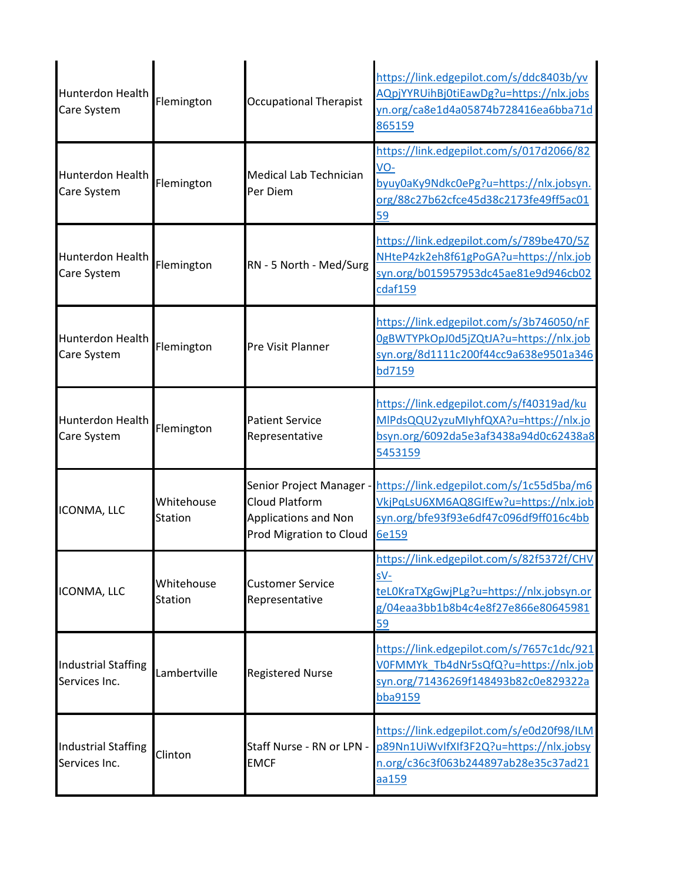| | | | |
|---|---|---|---|
| Hunterdon Health Care System | Flemington | Occupational Therapist | https://link.edgepilot.com/s/ddc8403b/yvAQpjYYRUihBj0tiEawDg?u=https://nlx.jobsyn.org/ca8e1d4a05874b728416ea6bba71d865159 |
| Hunterdon Health Care System | Flemington | Medical Lab Technician Per Diem | https://link.edgepilot.com/s/017d2066/82VO-byuy0aKy9Ndkc0ePg?u=https://nlx.jobsyn.org/88c27b62cfce45d38c2173fe49ff5ac0159 |
| Hunterdon Health Care System | Flemington | RN - 5 North - Med/Surg | https://link.edgepilot.com/s/789be470/5ZNHteP4zk2eh8f61gPoGA?u=https://nlx.jobsyn.org/b015957953dc45ae81e9d946cb02cdaf159 |
| Hunterdon Health Care System | Flemington | Pre Visit Planner | https://link.edgepilot.com/s/3b746050/nF0gBWTYPkOpJ0d5jZQtJA?u=https://nlx.jobsyn.org/8d1111c200f44cc9a638e9501a346bd7159 |
| Hunterdon Health Care System | Flemington | Patient Service Representative | https://link.edgepilot.com/s/f40319ad/kuMlPdsQQU2yzuMlyhfQXA?u=https://nlx.jobsyn.org/6092da5e3af3438a94d0c62438a85453159 |
| ICONMA, LLC | Whitehouse Station | Senior Project Manager - Cloud Platform Applications and Non Prod Migration to Cloud | https://link.edgepilot.com/s/1c55d5ba/m6VkjPqLsU6XM6AQ8GIfEw?u=https://nlx.jobsyn.org/bfe93f93e6df47c096df9ff016c4bb6e159 |
| ICONMA, LLC | Whitehouse Station | Customer Service Representative | https://link.edgepilot.com/s/82f5372f/CHVsV-teL0KraTXgGwjPLg?u=https://nlx.jobsyn.org/04eaa3bb1b8b4c4e8f27e866e8064598159 |
| Industrial Staffing Services Inc. | Lambertville | Registered Nurse | https://link.edgepilot.com/s/7657c1dc/921V0FMMYk_Tb4dNr5sQfQ?u=https://nlx.jobsyn.org/71436269f148493b82c0e829322abba9159 |
| Industrial Staffing Services Inc. | Clinton | Staff Nurse - RN or LPN - EMCF | https://link.edgepilot.com/s/e0d20f98/ILMp89Nn1UiWvIfXIf3F2Q?u=https://nlx.jobsyn.org/c36c3f063b244897ab28e35c37ad21aa159 |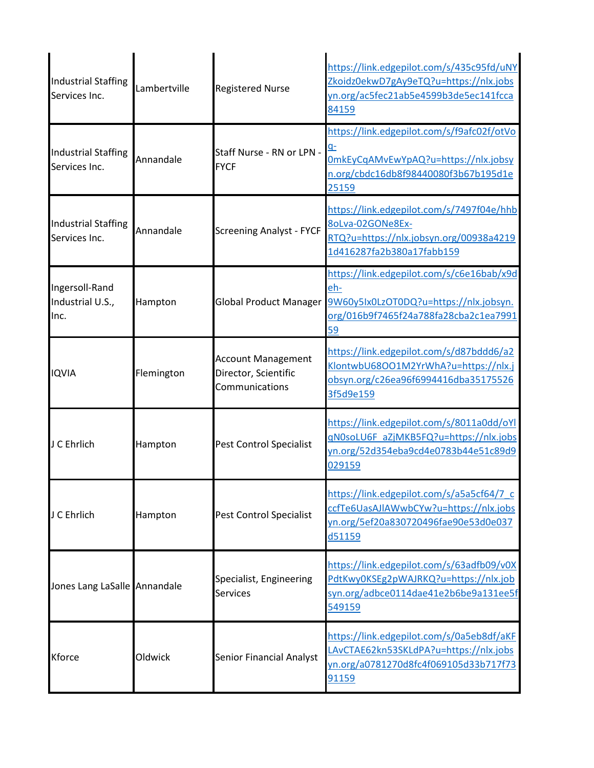| | | | |
|---|---|---|---|
| Industrial Staffing Services Inc. | Lambertville | Registered Nurse | https://link.edgepilot.com/s/435c95fd/uNYZkoidz0ekwD7gAy9eTQ?u=https://nlx.jobsyn.org/ac5fec21ab5e4599b3de5ec141fcca84159 |
| Industrial Staffing Services Inc. | Annandale | Staff Nurse - RN or LPN - FYCF | https://link.edgepilot.com/s/f9afc02f/otVoq-0mkEyCqAMvEwYpAQ?u=https://nlx.jobsyn.org/cbdc16db8f98440080f3b67b195d1e25159 |
| Industrial Staffing Services Inc. | Annandale | Screening Analyst - FYCF | https://link.edgepilot.com/s/7497f04e/hhb8oLva-02GONe8Ex-RTQ?u=https://nlx.jobsyn.org/00938a42191d416287fa2b380a17fabb159 |
| Ingersoll-Rand Industrial U.S., Inc. | Hampton | Global Product Manager | https://link.edgepilot.com/s/c6e16bab/x9deh-9W60y5Ix0LzOT0DQ?u=https://nlx.jobsyn.org/016b9f7465f24a788fa28cba2c1ea799159 |
| IQVIA | Flemington | Account Management Director, Scientific Communications | https://link.edgepilot.com/s/d87bddd6/a2KlontwbU68OO1M2YrWhA?u=https://nlx.jobsyn.org/c26ea96f6994416dba351755263f5d9e159 |
| J C Ehrlich | Hampton | Pest Control Specialist | https://link.edgepilot.com/s/8011a0dd/oYlqN0soLU6F_aZjMKB5FQ?u=https://nlx.jobsyn.org/52d354eba9cd4e0783b44e51c89d9029159 |
| J C Ehrlich | Hampton | Pest Control Specialist | https://link.edgepilot.com/s/a5a5cf64/7_cccfTe6UasAJlAWwbCYw?u=https://nlx.jobsyn.org/5ef20a830720496fae90e53d0e037d51159 |
| Jones Lang LaSalle | Annandale | Specialist, Engineering Services | https://link.edgepilot.com/s/63adfb09/v0XPdtKwy0KSEg2pWAJRKQ?u=https://nlx.jobsyn.org/adbce0114dae41e2b6be9a131ee5f549159 |
| Kforce | Oldwick | Senior Financial Analyst | https://link.edgepilot.com/s/0a5eb8df/aKFLAvCTAE62kn53SKLdPA?u=https://nlx.jobsyn.org/a0781270d8fc4f069105d33b717f7391159 |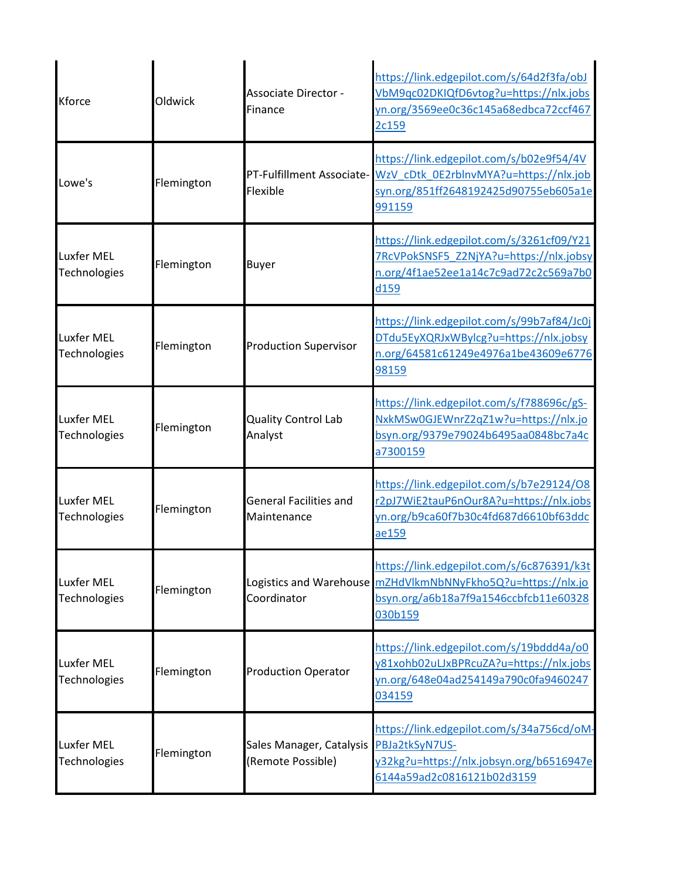| | | | |
|---|---|---|---|
| Kforce | Oldwick | Associate Director - Finance | https://link.edgepilot.com/s/64d2f3fa/objVbM9qc02DKIQfD6vtog?u=https://nlx.jobsyn.org/3569ee0c36c145a68edbca72ccf4672c159 |
| Lowe's | Flemington | PT-Fulfillment Associate-Flexible | https://link.edgepilot.com/s/b02e9f54/4VWzV_cDtk_0E2rblnvMYA?u=https://nlx.jobsyn.org/851ff2648192425d90755eb605a1e991159 |
| Luxfer MEL Technologies | Flemington | Buyer | https://link.edgepilot.com/s/3261cf09/Y217RcVPokSNSF5_Z2NjYA?u=https://nlx.jobsyn.org/4f1ae52ee1a14c7c9ad72c2c569a7b0d159 |
| Luxfer MEL Technologies | Flemington | Production Supervisor | https://link.edgepilot.com/s/99b7af84/Jc0jDTdu5EyXQRJxWBylcg?u=https://nlx.jobsyn.org/64581c61249e4976a1be43609e677698159 |
| Luxfer MEL Technologies | Flemington | Quality Control Lab Analyst | https://link.edgepilot.com/s/f788696c/gS-NxkMSw0GJEWnrZ2qZ1w?u=https://nlx.jobsyn.org/9379e79024b6495aa0848bc7a4ca7300159 |
| Luxfer MEL Technologies | Flemington | General Facilities and Maintenance | https://link.edgepilot.com/s/b7e29124/O8r2pJ7WiE2tauP6nOur8A?u=https://nlx.jobsyn.org/b9ca60f7b30c4fd687d6610bf63ddcae159 |
| Luxfer MEL Technologies | Flemington | Logistics and Warehouse Coordinator | https://link.edgepilot.com/s/6c876391/k3tmZHdVlkmNbNNyFkho5Q?u=https://nlx.jobsyn.org/a6b18a7f9a1546ccbfcb11e60328030b159 |
| Luxfer MEL Technologies | Flemington | Production Operator | https://link.edgepilot.com/s/19bddd4a/o0y81xohb02uLJxBPRcuZA?u=https://nlx.jobsyn.org/648e04ad254149a790c0fa9460247034159 |
| Luxfer MEL Technologies | Flemington | Sales Manager, Catalysis (Remote Possible) | https://link.edgepilot.com/s/34a756cd/oM-PBJa2tkSyN7US-y32kg?u=https://nlx.jobsyn.org/b6516947e6144a59ad2c0816121b02d3159 |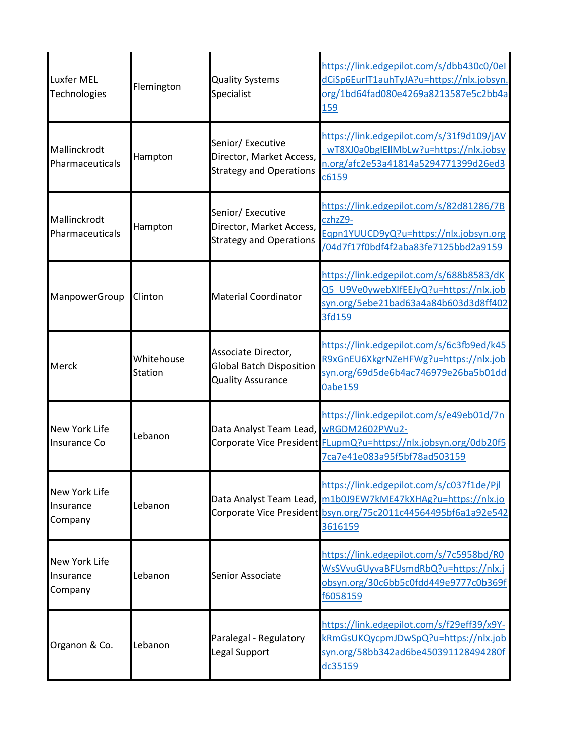| | | | |
|---|---|---|---|
| Luxfer MEL Technologies | Flemington | Quality Systems Specialist | https://link.edgepilot.com/s/dbb430c0/0eIdCiSp6EurIT1auhTyJA?u=https://nlx.jobsyn.org/1bd64fad080e4269a8213587e5c2bb4a159 |
| Mallinckrodt Pharmaceuticals | Hampton | Senior/ Executive Director, Market Access, Strategy and Operations | https://link.edgepilot.com/s/31f9d109/jAV_wT8XJ0a0bgIEllMbLw?u=https://nlx.jobsyn.org/afc2e53a41814a5294771399d26ed3c6159 |
| Mallinckrodt Pharmaceuticals | Hampton | Senior/ Executive Director, Market Access, Strategy and Operations | https://link.edgepilot.com/s/82d81286/7BczhzZ9-Eqpn1YUUCD9yQ?u=https://nlx.jobsyn.org/04d7f17f0bdf4f2aba83fe7125bbd2a9159 |
| ManpowerGroup | Clinton | Material Coordinator | https://link.edgepilot.com/s/688b8583/dKQ5_U9Ve0ywebXIfEEJyQ?u=https://nlx.jobsyn.org/5ebe21bad63a4a84b603d3d8ff4023fd159 |
| Merck | Whitehouse Station | Associate Director, Global Batch Disposition Quality Assurance | https://link.edgepilot.com/s/6c3fb9ed/k45R9xGnEU6XkgrNZeHFWg?u=https://nlx.jobsyn.org/69d5de6b4ac746979e26ba5b01dd0abe159 |
| New York Life Insurance Co | Lebanon | Data Analyst Team Lead, Corporate Vice President | https://link.edgepilot.com/s/e49eb01d/7nwRGDM2602PWu2-FLupmQ?u=https://nlx.jobsyn.org/0db20f57ca7e41e083a95f5bf78ad503159 |
| New York Life Insurance Company | Lebanon | Data Analyst Team Lead, Corporate Vice President | https://link.edgepilot.com/s/c037f1de/Pjlm1b0J9EW7kME47kXHAg?u=https://nlx.jobsyn.org/75c2011c44564495bf6a1a92e5423616159 |
| New York Life Insurance Company | Lebanon | Senior Associate | https://link.edgepilot.com/s/7c5958bd/R0WsSVvuGUyvaBFUsmdRbQ?u=https://nlx.jobsyn.org/30c6bb5c0fdd449e9777c0b369ff6058159 |
| Organon & Co. | Lebanon | Paralegal - Regulatory Legal Support | https://link.edgepilot.com/s/f29eff39/x9Y-kRmGsUKQycpmJDwSpQ?u=https://nlx.jobsyn.org/58bb342ad6be450391128494280fdc35159 |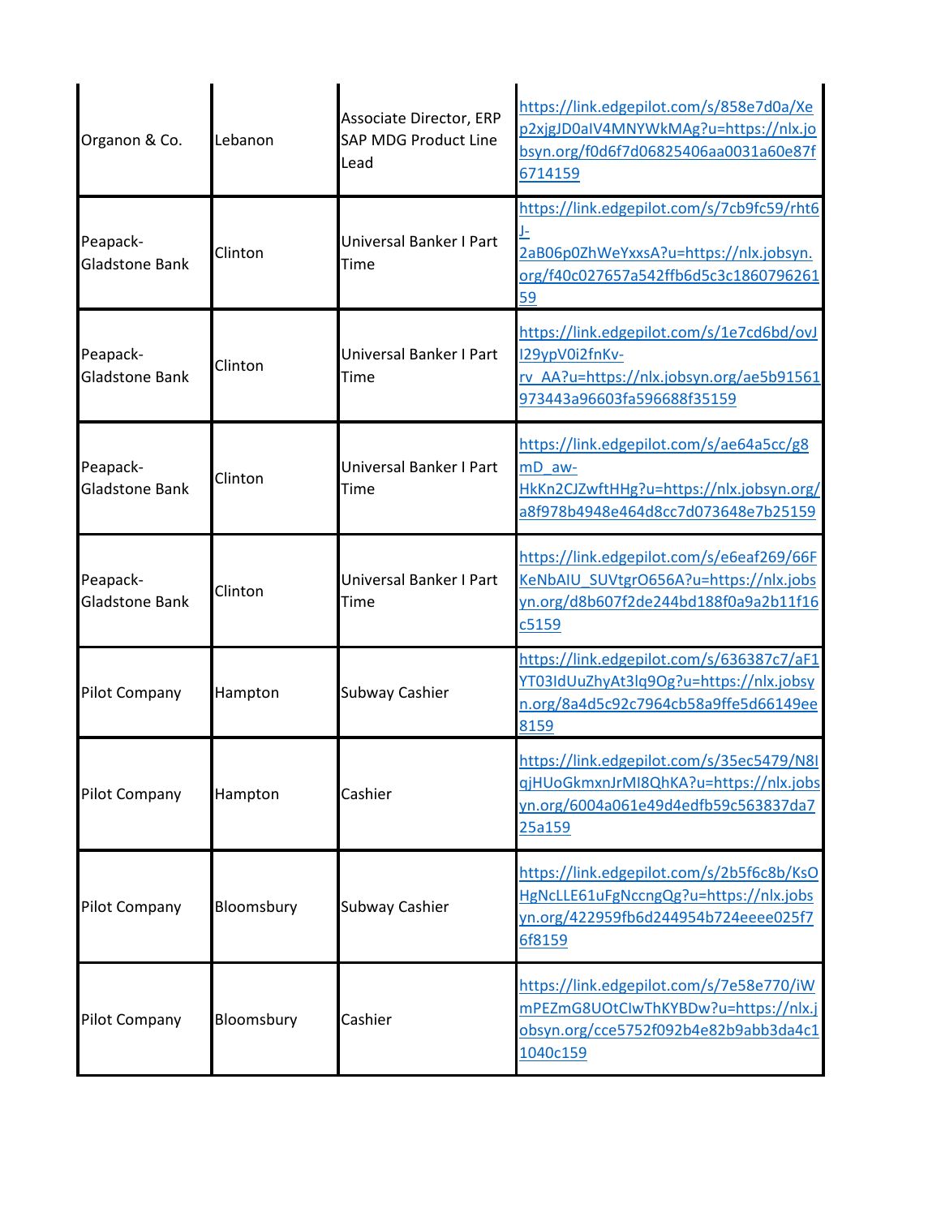| | | | |
|---|---|---|---|
| Organon & Co. | Lebanon | Associate Director, ERP SAP MDG Product Line Lead | https://link.edgepilot.com/s/858e7d0a/Xep2xjgJD0aIV4MNYWkMAg?u=https://nlx.jobsyn.org/f0d6f7d06825406aa0031a60e87f6714159 |
| Peapack-Gladstone Bank | Clinton | Universal Banker I Part Time | https://link.edgepilot.com/s/7cb9fc59/rht6J-2aB06p0ZhWeYxxsA?u=https://nlx.jobsyn.org/f40c027657a542ffb6d5c3c186079626159 |
| Peapack-Gladstone Bank | Clinton | Universal Banker I Part Time | https://link.edgepilot.com/s/1e7cd6bd/ovJI29ypV0i2fnKv-rv_AA?u=https://nlx.jobsyn.org/ae5b91561973443a96603fa596688f35159 |
| Peapack-Gladstone Bank | Clinton | Universal Banker I Part Time | https://link.edgepilot.com/s/ae64a5cc/g8mD_aw-HkKn2CJZwftHHg?u=https://nlx.jobsyn.org/a8f978b4948e464d8cc7d073648e7b25159 |
| Peapack-Gladstone Bank | Clinton | Universal Banker I Part Time | https://link.edgepilot.com/s/e6eaf269/66FKeNbAIU_SUVtgrO656A?u=https://nlx.jobsyn.org/d8b607f2de244bd188f0a9a2b11f16c5159 |
| Pilot Company | Hampton | Subway Cashier | https://link.edgepilot.com/s/636387c7/aF1YT03IdUuZhyAt3lq9Og?u=https://nlx.jobsyn.org/8a4d5c92c7964cb58a9ffe5d66149ee8159 |
| Pilot Company | Hampton | Cashier | https://link.edgepilot.com/s/35ec5479/N8IqjHUoGkmxnJrMI8QhKA?u=https://nlx.jobsyn.org/6004a061e49d4edfb59c563837da725a159 |
| Pilot Company | Bloomsbury | Subway Cashier | https://link.edgepilot.com/s/2b5f6c8b/KsOHgNcLLE61uFgNccngQg?u=https://nlx.jobsyn.org/422959fb6d244954b724eeee025f76f8159 |
| Pilot Company | Bloomsbury | Cashier | https://link.edgepilot.com/s/7e58e770/iWmPEZmG8UOtCIwThKYBDw?u=https://nlx.jobsyn.org/cce5752f092b4e82b9abb3da4c11040c159 |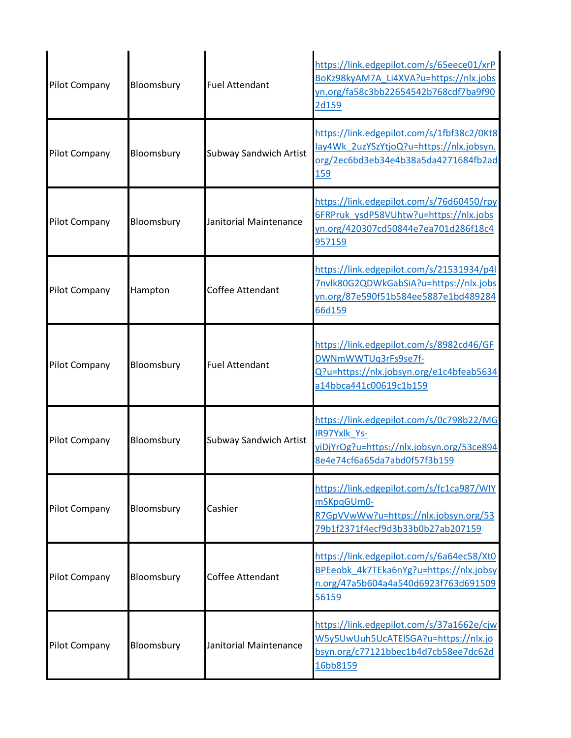| | | | |
|---|---|---|---|
| Pilot Company | Bloomsbury | Fuel Attendant | https://link.edgepilot.com/s/65eece01/xrPBoKz98kyAM7A_Li4XVA?u=https://nlx.jobsyn.org/fa58c3bb22654542b768cdf7ba9f902d159 |
| Pilot Company | Bloomsbury | Subway Sandwich Artist | https://link.edgepilot.com/s/1fbf38c2/0Kt8Iay4Wk_2uzYSzYtjoQ?u=https://nlx.jobsyn.org/2ec6bd3eb34e4b38a5da4271684fb2ad159 |
| Pilot Company | Bloomsbury | Janitorial Maintenance | https://link.edgepilot.com/s/76d60450/rpy6FRPruk_ysdP58VUhtw?u=https://nlx.jobsyn.org/420307cd50844e7ea701d286f18c4957159 |
| Pilot Company | Hampton | Coffee Attendant | https://link.edgepilot.com/s/21531934/p4l7nvlk80G2QDWkGabSiA?u=https://nlx.jobsyn.org/87e590f51b584ee5887e1bd48928466d159 |
| Pilot Company | Bloomsbury | Fuel Attendant | https://link.edgepilot.com/s/8982cd46/GFDWNmWWTUq3rFs9se7f-Q?u=https://nlx.jobsyn.org/e1c4bfeab5634a14bbca441c00619c1b159 |
| Pilot Company | Bloomsbury | Subway Sandwich Artist | https://link.edgepilot.com/s/0c798b22/MGIR97Yxlk_Ys-yiDjYrOg?u=https://nlx.jobsyn.org/53ce8948e4e74cf6a65da7abd0f57f3b159 |
| Pilot Company | Bloomsbury | Cashier | https://link.edgepilot.com/s/fc1ca987/WIYmSKpqGUm0-R7GpVVwWw?u=https://nlx.jobsyn.org/5379b1f2371f4ecf9d3b33b0b27ab207159 |
| Pilot Company | Bloomsbury | Coffee Attendant | https://link.edgepilot.com/s/6a64ec58/Xt0BPEeobk_4k7TEka6nYg?u=https://nlx.jobsyn.org/47a5b604a4a540d6923f763d69150956159 |
| Pilot Company | Bloomsbury | Janitorial Maintenance | https://link.edgepilot.com/s/37a1662e/cjwW5y5UwUuh5UcATElSGA?u=https://nlx.jobsyn.org/c77121bbec1b4d7cb58ee7dc62d16bb8159 |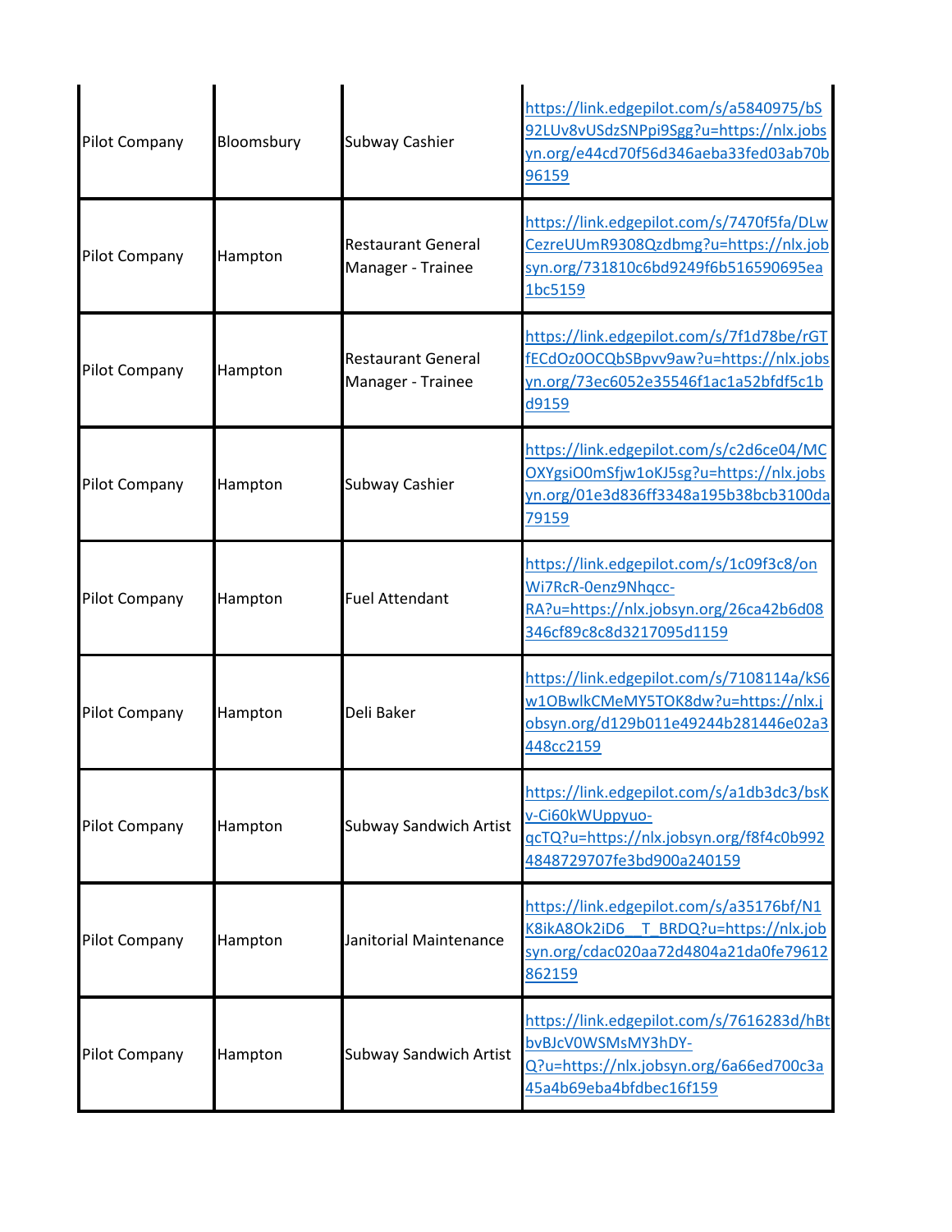| | | | |
|---|---|---|---|
| Pilot Company | Bloomsbury | Subway Cashier | https://link.edgepilot.com/s/a5840975/bS92LUv8vUSdzSNPpi9Sgg?u=https://nlx.jobsyn.org/e44cd70f56d346aeba33fed03ab70b96159 |
| Pilot Company | Hampton | Restaurant General Manager - Trainee | https://link.edgepilot.com/s/7470f5fa/DLwCezreUUmR9308Qzdbmg?u=https://nlx.jobsyn.org/731810c6bd9249f6b516590695ea1bc5159 |
| Pilot Company | Hampton | Restaurant General Manager - Trainee | https://link.edgepilot.com/s/7f1d78be/rGTfECdOz0OCQbSBpvv9aw?u=https://nlx.jobsyn.org/73ec6052e35546f1ac1a52bfdf5c1bd9159 |
| Pilot Company | Hampton | Subway Cashier | https://link.edgepilot.com/s/c2d6ce04/MCOXYgsiO0mSfjw1oKJ5sg?u=https://nlx.jobsyn.org/01e3d836ff3348a195b38bcb3100da79159 |
| Pilot Company | Hampton | Fuel Attendant | https://link.edgepilot.com/s/1c09f3c8/onWi7RcR-0enz9Nhqcc-RA?u=https://nlx.jobsyn.org/26ca42b6d08346cf89c8c8d3217095d1159 |
| Pilot Company | Hampton | Deli Baker | https://link.edgepilot.com/s/7108114a/kS6w1OBwlkCMeMY5TOK8dw?u=https://nlx.jobsyn.org/d129b011e49244b281446e02a3448cc2159 |
| Pilot Company | Hampton | Subway Sandwich Artist | https://link.edgepilot.com/s/a1db3dc3/bsKv-Ci60kWUppyuo-qcTQ?u=https://nlx.jobsyn.org/f8f4c0b9924848729707fe3bd900a240159 |
| Pilot Company | Hampton | Janitorial Maintenance | https://link.edgepilot.com/s/a35176bf/N1K8ikA8Ok2iD6__T_BRDQ?u=https://nlx.jobsyn.org/cdac020aa72d4804a21da0fe79612862159 |
| Pilot Company | Hampton | Subway Sandwich Artist | https://link.edgepilot.com/s/7616283d/hBtbvBJcV0WSMsMY3hDY-Q?u=https://nlx.jobsyn.org/6a66ed700c3a45a4b69eba4bfdbec16f159 |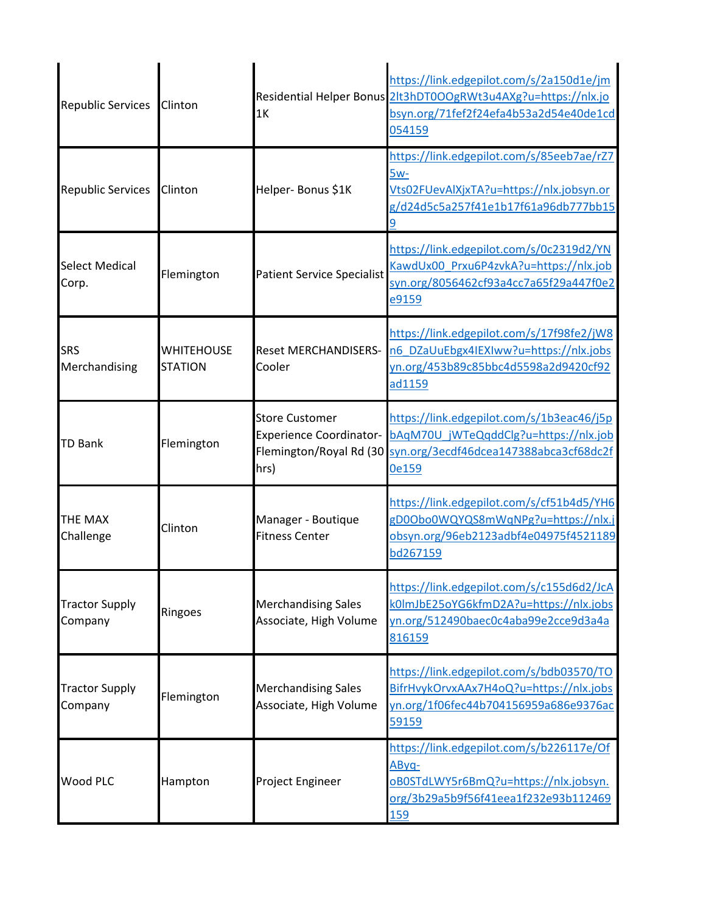| | | | |
|---|---|---|---|
| Republic Services | Clinton | Residential Helper Bonus 1K | https://link.edgepilot.com/s/2a150d1e/jm2lt3hDT0OOgRWt3u4AXg?u=https://nlx.jobsyn.org/71fef2f24efa4b53a2d54e40de1cd054159 |
| Republic Services | Clinton | Helper- Bonus $1K | https://link.edgepilot.com/s/85eeb7ae/rZ75w-Vts02FUevAlXjxTA?u=https://nlx.jobsyn.org/d24d5c5a257f41e1b17f61a96db777bb159 |
| Select Medical Corp. | Flemington | Patient Service Specialist | https://link.edgepilot.com/s/0c2319d2/YNKawdUx00_Prxu6P4zvkA?u=https://nlx.jobsyn.org/8056462cf93a4cc7a65f29a447f0e2e9159 |
| SRS Merchandising | WHITEHOUSE STATION | Reset MERCHANDISERS-Cooler | https://link.edgepilot.com/s/17f98fe2/jW8n6_DZaUuEbgx4IEXIww?u=https://nlx.jobsyn.org/453b89c85bbc4d5598a2d9420cf92ad1159 |
| TD Bank | Flemington | Store Customer Experience Coordinator- Flemington/Royal Rd (30 hrs) | https://link.edgepilot.com/s/1b3eac46/j5pbAqM70U_jWTeQqddClg?u=https://nlx.jobsyn.org/3ecdf46dcea147388abca3cf68dc2f0e159 |
| THE MAX Challenge | Clinton | Manager - Boutique Fitness Center | https://link.edgepilot.com/s/cf51b4d5/YH6gD0Obo0WQYQS8mWqNPg?u=https://nlx.jobsyn.org/96eb2123adbf4e04975f4521189bd267159 |
| Tractor Supply Company | Ringoes | Merchandising Sales Associate, High Volume | https://link.edgepilot.com/s/c155d6d2/JcAk0lmJbE25oYG6kfmD2A?u=https://nlx.jobsyn.org/512490baec0c4aba99e2cce9d3a4a816159 |
| Tractor Supply Company | Flemington | Merchandising Sales Associate, High Volume | https://link.edgepilot.com/s/bdb03570/TOBifrHvykOrvxAAx7H4oQ?u=https://nlx.jobsyn.org/1f06fec44b704156959a686e9376ac59159 |
| Wood PLC | Hampton | Project Engineer | https://link.edgepilot.com/s/b226117e/OfAByq-oB0STdLWY5r6BmQ?u=https://nlx.jobsyn.org/3b29a5b9f56f41eea1f232e93b112469159 |